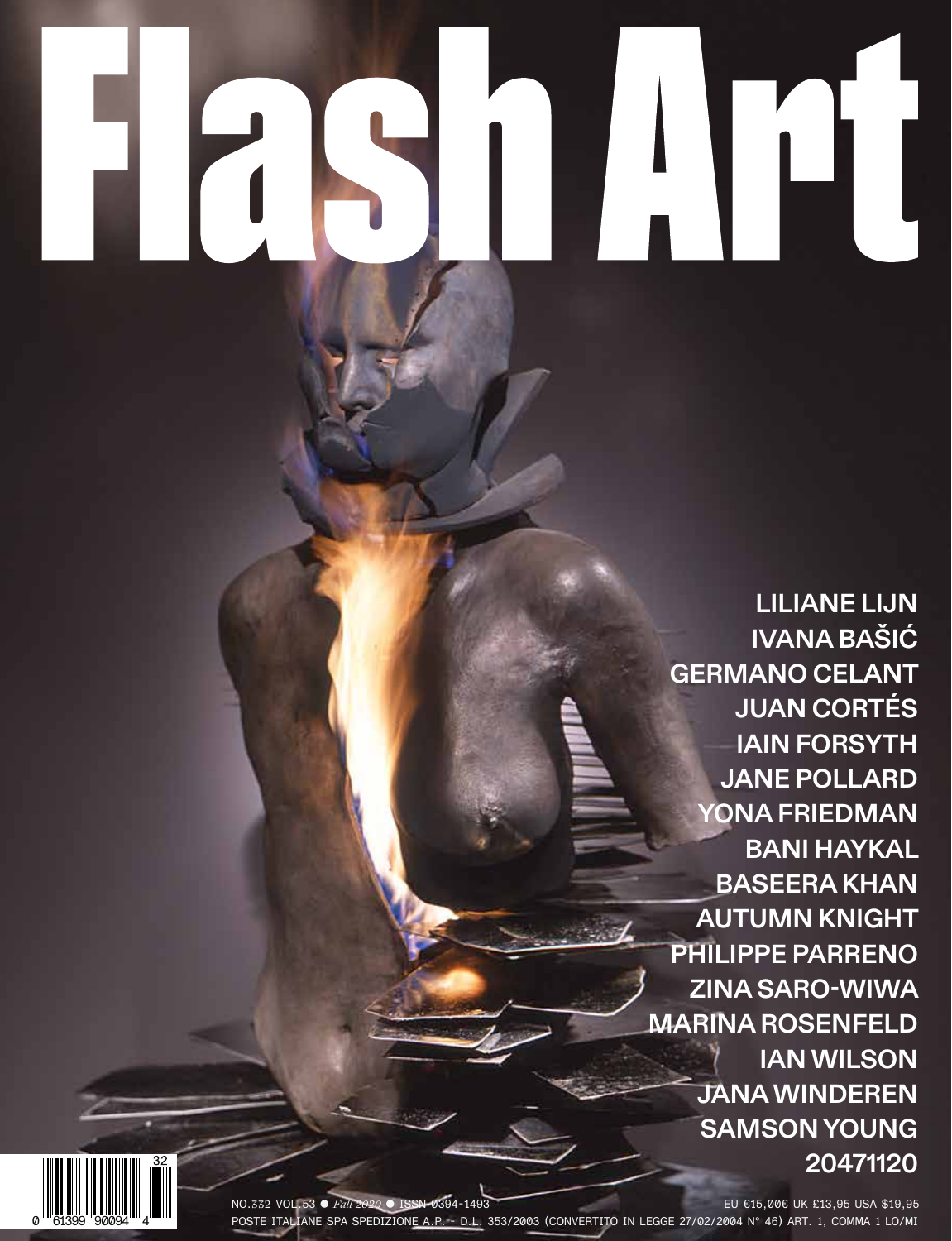# Flash Art

LILIANE LIJN
IVANA BAŠIĆ
GERMANO CELANT
JUAN CORTÉS
IAIN FORSYTH
JANE POLLARD
YONA FRIEDMAN
BANI HAYKAL
BASEERA KHAN
AUTUMN KNIGHT
PHILIPPE PARRENO
ZINA SARO-WIWA
MARINA ROSENFELD
IAN WILSON
JANA WINDEREN
SAMSON YOUNG
20471120

NO.332 VOL.53 ● *Fall 2020* ● ISSN 0394-1493 EU €15,00€ UK £13,95 USA $19,95

POSTE ITALIANE SPA SPEDIZIONE A.P. - D.L. 353/2003 (CONVERTITO IN LEGGE 27/02/2004 N° 46) ART. 1, COMMA 1 LO/MI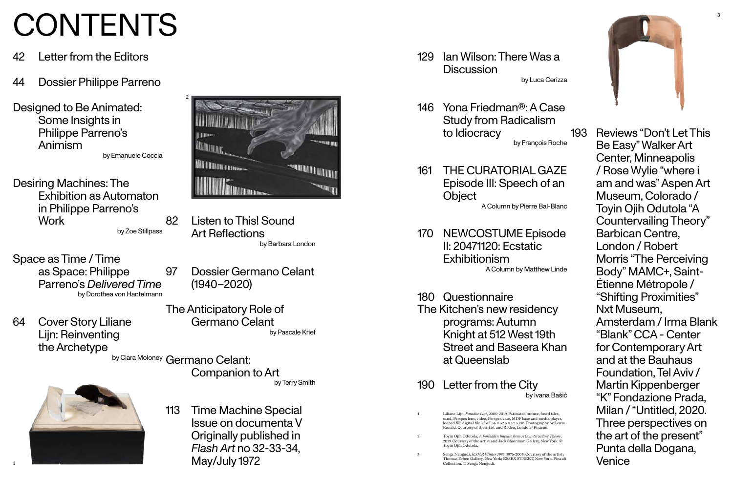# CONTENTS

42 Letter from the Editors

44 Dossier Philippe Parreno

Designed to Be Animated: Some Insights in Philippe Parreno's Animism
by Emanuele Coccia

Desiring Machines: The Exhibition as Automaton in Philippe Parreno's Work
by Zoe Stillpass

Space as Time / Time as Space: Philippe Parreno's *Delivered Time*
by Dorothea von Hantelmann

64 Cover Story Liliane Lijn: Reinventing the Archetype
by Ciara Moloney

82 Listen to This! Sound Art Reflections
by Barbara London

97 Dossier Germano Celant (1940–2020)

The Anticipatory Role of Germano Celant
by Pascale Krief

Germano Celant: Companion to Art
by Terry Smith

113 Time Machine Special Issue on documenta V Originally published in *Flash Art* no 32-33-34, May/July 1972

129 Ian Wilson: There Was a Discussion
by Luca Cerizza

146 Yona Friedman®: A Case Study from Radicalism to Idiocracy
by François Roche

161 THE CURATORIAL GAZE Episode III: Speech of an Object
A Column by Pierre Bal-Blanc

170 NEWCOSTUME Episode II: 20471120: Ecstatic Exhibitionism
A Column by Matthew Linde

180 Questionnaire
The Kitchen's new residency programs: Autumn Knight at 512 West 19th Street and Baseera Khan at Queenslab

190 Letter from the City
by Ivana Bašić

193 Reviews "Don't Let This Be Easy" Walker Art Center, Minneapolis / Rose Wylie "where i am and was" Aspen Art Museum, Colorado / Toyin Ojih Odutola "A Countervailing Theory" Barbican Centre, London / Robert Morris "The Perceiving Body" MAMC+, Saint-Étienne Métropole / "Shifting Proximities" Nxt Museum, Amsterdam / Irma Blank "Blank" CCA - Center for Contemporary Art and at the Bauhaus Foundation, Tel Aviv / Martin Kippenberger "K" Fondazione Prada, Milan / "Untitled, 2020. Three perspectives on the art of the present" Punta della Dogana, Venice

1 Liliane Lijn, *Paradise Lost*, 2000-2019. Patinated bronze, fused tiles, sand, Perspex lens, video, Perspex case, MDF base and media player, looped SD digital file. 2'51". 36 × 52.5 × 52.5 cm. Photography by Lewis Ronald. Courtesy of the artist and Rodeo, London / Piraeus.

2 Toyin Ojih Odutola, *A Forbidden Impulse from A Countervailing Theory*, 2019. Courtesy of the artist and Jack Shainman Gallery, New York. © Toyin Ojih Odutola.

3 Senga Nengudi, *R.S.V.P. Winter 1976*, 1976-2003. Courtesy of the artist; Thomas Erben Gallery, New York; ESSEX STREET, New York. Pinault Collection. © Senga Nengudi.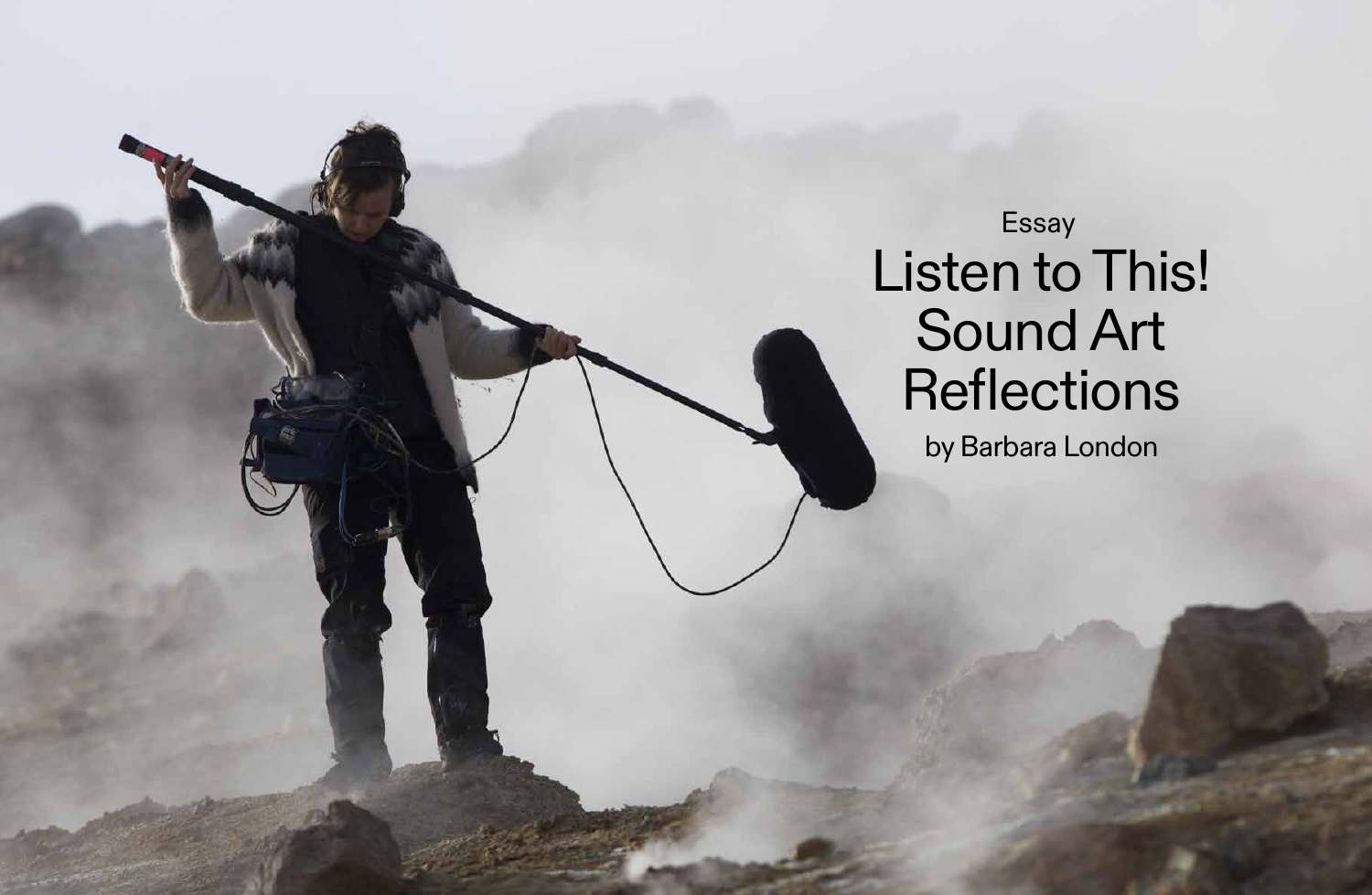Essay

# Listen to This! Sound Art Reflections

by Barbara London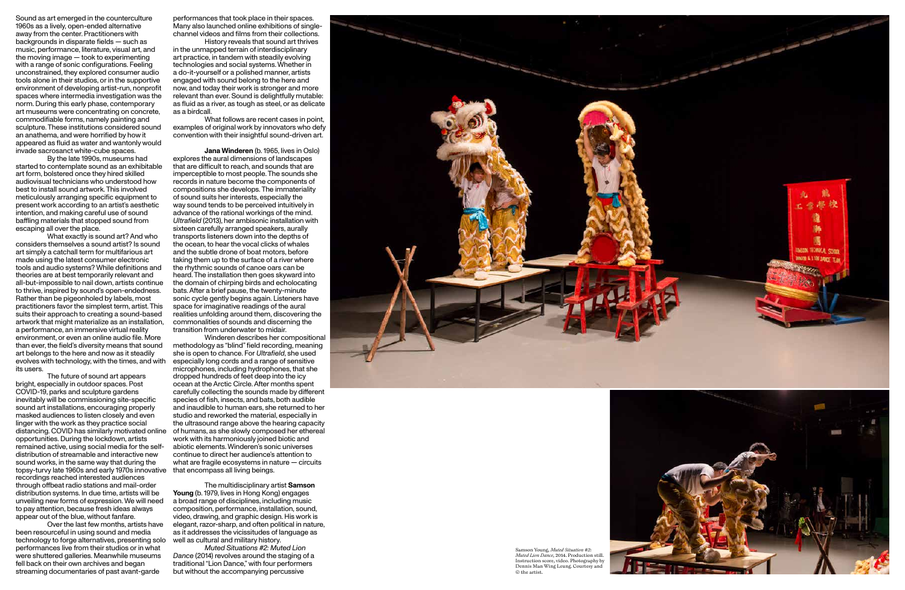Sound as art emerged in the counterculture 1960s as a lively, open-ended alternative away from the center. Practitioners with backgrounds in disparate fields — such as music, performance, literature, visual art, and the moving image — took to experimenting with a range of sonic configurations. Feeling unconstrained, they explored consumer audio tools alone in their studios, or in the supportive environment of developing artist-run, nonprofit spaces where intermedia investigation was the norm. During this early phase, contemporary art museums were concentrating on concrete, commodifiable forms, namely painting and sculpture. These institutions considered sound an anathema, and were horrified by how it appeared as fluid as water and wantonly would invade sacrosanct white-cube spaces.

By the late 1990s, museums had started to contemplate sound as an exhibitable art form, bolstered once they hired skilled audiovisual technicians who understood how best to install sound artwork. This involved meticulously arranging specific equipment to present work according to an artist's aesthetic intention, and making careful use of sound baffling materials that stopped sound from escaping all over the place.

What exactly is sound art? And who considers themselves a sound artist? Is sound art simply a catchall term for multifarious art made using the latest consumer electronic tools and audio systems? While definitions and theories are at best temporarily relevant and all-but-impossible to nail down, artists continue to thrive, inspired by sound's open-endedness. Rather than be pigeonholed by labels, most practitioners favor the simplest term, artist. This suits their approach to creating a sound-based artwork that might materialize as an installation, a performance, an immersive virtual reality environment, or even an online audio file. More than ever, the field's diversity means that sound art belongs to the here and now as it steadily evolves with technology, with the times, and with its users.

The future of sound art appears bright, especially in outdoor spaces. Post COVID-19, parks and sculpture gardens inevitably will be commissioning site-specific sound art installations, encouraging properly masked audiences to listen closely and even linger with the work as they practice social distancing. COVID has similarly motivated online opportunities. During the lockdown, artists remained active, using social media for the self-distribution of streamable and interactive new sound works, in the same way that during the topsy-turvy late 1960s and early 1970s innovative recordings reached interested audiences through offbeat radio stations and mail-order distribution systems. In due time, artists will be unveiling new forms of expression. We will need to pay attention, because fresh ideas always appear out of the blue, without fanfare.

Over the last few months, artists have been resourceful in using sound and media technology to forge alternatives, presenting solo performances live from their studios or in what were shuttered galleries. Meanwhile museums fell back on their own archives and began streaming documentaries of past avant-garde performances that took place in their spaces. Many also launched online exhibitions of single-channel videos and films from their collections.

History reveals that sound art thrives in the unmapped terrain of interdisciplinary art practice, in tandem with steadily evolving technologies and social systems. Whether in a do-it-yourself or a polished manner, artists engaged with sound belong to the here and now, and today their work is stronger and more relevant than ever. Sound is delightfully mutable: as fluid as a river, as tough as steel, or as delicate as a birdcall.

What follows are recent cases in point, examples of original work by innovators who defy convention with their insightful sound-driven art.

**Jana Winderen** (b. 1965, lives in Oslo) explores the aural dimensions of landscapes that are difficult to reach, and sounds that are imperceptible to most people. The sounds she records in nature become the components of compositions she develops. The immateriality of sound suits her interests, especially the way sound tends to be perceived intuitively in advance of the rational workings of the mind. *Ultrafield* (2013), her ambisonic installation with sixteen carefully arranged speakers, aurally transports listeners down into the depths of the ocean, to hear the vocal clicks of whales and the subtle drone of boat motors, before taking them up to the surface of a river where the rhythmic sounds of canoe oars can be heard. The installation then goes skyward into the domain of chirping birds and echolocating bats. After a brief pause, the twenty-minute sonic cycle gently begins again. Listeners have space for imaginative readings of the aural realities unfolding around them, discovering the commonalities of sounds and discerning the transition from underwater to midair.

Winderen describes her compositional methodology as "blind" field recording, meaning she is open to chance. For *Ultrafield*, she used especially long cords and a range of sensitive microphones, including hydrophones, that she dropped hundreds of feet deep into the icy ocean at the Arctic Circle. After months spent carefully collecting the sounds made by different species of fish, insects, and bats, both audible and inaudible to human ears, she returned to her studio and reworked the material, especially in the ultrasound range above the hearing capacity of humans, as she slowly composed her ethereal work with its harmoniously joined biotic and abiotic elements. Winderen's sonic universes continue to direct her audience's attention to what are fragile ecosystems in nature — circuits that encompass all living beings.

The multidisciplinary artist **Samson Young** (b. 1979, lives in Hong Kong) engages a broad range of disciplines, including music composition, performance, installation, sound, video, drawing, and graphic design. His work is elegant, razor-sharp, and often political in nature, as it addresses the vicissitudes of language as well as cultural and military history.

*Muted Situations #2: Muted Lion Dance* (2014) revolves around the staging of a traditional "Lion Dance," with four performers but without the accompanying percussive

Samson Young, *Muted Situation #2: Muted Lion Dance*, 2014. Production still. Instruction score, video. Photography by Dennis Man Wing Leung. Courtesy and © the artist.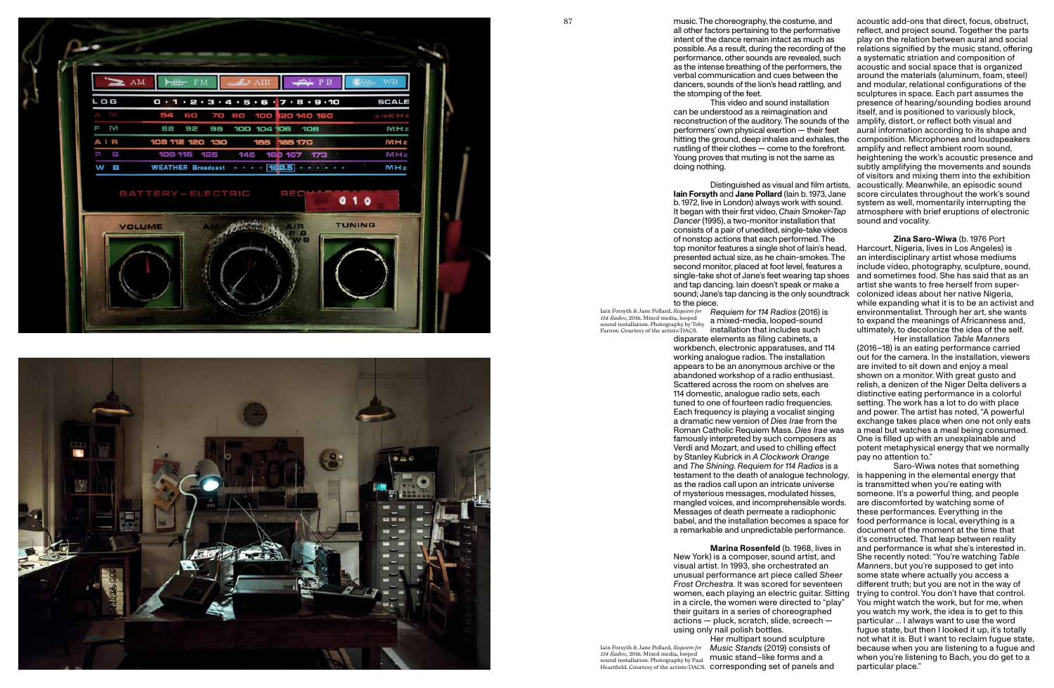music. The choreography, the costume, and all other factors pertaining to the performative intent of the dance remain intact as much as possible. As a result, during the recording of the performance, other sounds are revealed, such as the intense breathing of the performers, the verbal communication and cues between the dancers, sounds of the lion's head rattling, and the stomping of the feet.

This video and sound installation can be understood as a reimagination and reconstruction of the auditory. The sounds of the performers' own physical exertion — their feet hitting the ground, deep inhales and exhales, the rustling of their clothes — come to the forefront. Young proves that muting is not the same as doing nothing.

Distinguished as visual and film artists, **Iain Forsyth** and **Jane Pollard** (Iain b. 1973, Jane b. 1972, live in London) always work with sound. It began with their first video, *Chain Smoker-Tap Dancer* (1995), a two-monitor installation that consists of a pair of unedited, single-take videos of nonstop actions that each performed. The top monitor features a single shot of Iain's head, presented actual size, as he chain-smokes. The second monitor, placed at foot level, features a single-take shot of Jane's feet wearing tap shoes and tap dancing. Iain doesn't speak or make a sound; Jane's tap dancing is the only soundtrack to the piece.

Iain Forsyth & Jane Pollard, *Requiem for 114 Radios*, 2016. Mixed media, looped sound installation. Photography by Toby Farrow. Courtesy of the artists/DACS.

*Requiem for 114 Radios* (2016) is a mixed-media, looped-sound installation that includes such disparate elements as filing cabinets, a workbench, electronic apparatuses, and 114 working analogue radios. The installation appears to be an anonymous archive or the abandoned workshop of a radio enthusiast. Scattered across the room on shelves are 114 domestic, analogue radio sets, each tuned to one of fourteen radio frequencies. Each frequency is playing a vocalist singing a dramatic new version of *Dies Irae* from the Roman Catholic Requiem Mass. *Dies Irae* was famously interpreted by such composers as Verdi and Mozart, and used to chilling effect by Stanley Kubrick in *A Clockwork Orange* and *The Shining*. *Requiem for 114 Radios* is a testament to the death of analogue technology, as the radios call upon an intricate universe of mysterious messages, modulated hisses, mangled voices, and incomprehensible words. Messages of death permeate a radiophonic babel, and the installation becomes a space for a remarkable and unpredictable performance.

**Marina Rosenfeld** (b. 1968, lives in New York) is a composer, sound artist, and visual artist. In 1993, she orchestrated an unusual performance art piece called *Sheer Frost Orchestra*. It was scored for seventeen women, each playing an electric guitar. Sitting in a circle, the women were directed to "play" their guitars in a series of choreographed actions — pluck, scratch, slide, screech — using only nail polish bottles.

Iain Forsyth & Jane Pollard, *Requiem for 114 Radios*, 2016. Mixed media, looped sound installation. Photography by Paul Heartfield. Courtesy of the artists/DACS.

Her multipart sound sculpture *Music Stands* (2019) consists of music stand–like forms and a corresponding set of panels and acoustic add-ons that direct, focus, obstruct, reflect, and project sound. Together the parts play on the relation between aural and social relations signified by the music stand, offering a systematic striation and composition of acoustic and social space that is organized around the materials (aluminum, foam, steel) and modular, relational configurations of the sculptures in space. Each part assumes the presence of hearing/sounding bodies around itself, and is positioned to variously block, amplify, distort, or reflect both visual and aural information according to its shape and composition. Microphones and loudspeakers amplify and reflect ambient room sound, heightening the work's acoustic presence and subtly amplifying the movements and sounds of visitors and mixing them into the exhibition acoustically. Meanwhile, an episodic sound score circulates throughout the work's sound system as well, momentarily interrupting the atmosphere with brief eruptions of electronic sound and vocality.

**Zina Saro-Wiwa** (b. 1976 Port Harcourt, Nigeria, lives in Los Angeles) is an interdisciplinary artist whose mediums include video, photography, sculpture, sound, and sometimes food. She has said that as an artist she wants to free herself from super-colonized ideas about her native Nigeria, while expanding what it is to be an activist and environmentalist. Through her art, she wants to expand the meanings of Africanness and, ultimately, to decolonize the idea of the self.

Her installation *Table Manners* (2016–18) is an eating performance carried out for the camera. In the installation, viewers are invited to sit down and enjoy a meal shown on a monitor. With great gusto and relish, a denizen of the Niger Delta delivers a distinctive eating performance in a colorful setting. The work has a lot to do with place and power. The artist has noted, "A powerful exchange takes place when one not only eats a meal but watches a meal being consumed. One is filled up with an unexplainable and potent metaphysical energy that we normally pay no attention to."

Saro-Wiwa notes that something is happening in the elemental energy that is transmitted when you're eating with someone. It's a powerful thing, and people are discomforted by watching some of these performances. Everything in the food performance is local, everything is a document of the moment at the time that it's constructed. That leap between reality and performance is what she's interested in. She recently noted: "You're watching *Table Manners*, but you're supposed to get into some state where actually you access a different truth; but you are not in the way of trying to control. You don't have that control. You might watch the work, but for me, when you watch my work, the idea is to get to this particular ... I always want to use the word fugue state, but then I looked it up, it's totally not what it is. But I want to reclaim fugue state, because when you are listening to a fugue and when you're listening to Bach, you do get to a particular place."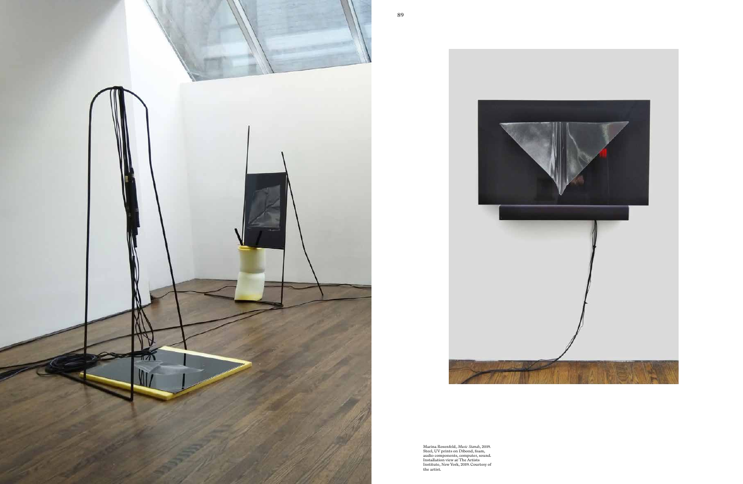Marina Rosenfeld, *Music Stands*, 2019. Steel, UV prints on Dibond, foam, audio components, computer, sound. Installation view at The Artists Institute, New York, 2019. Courtesy of the artist.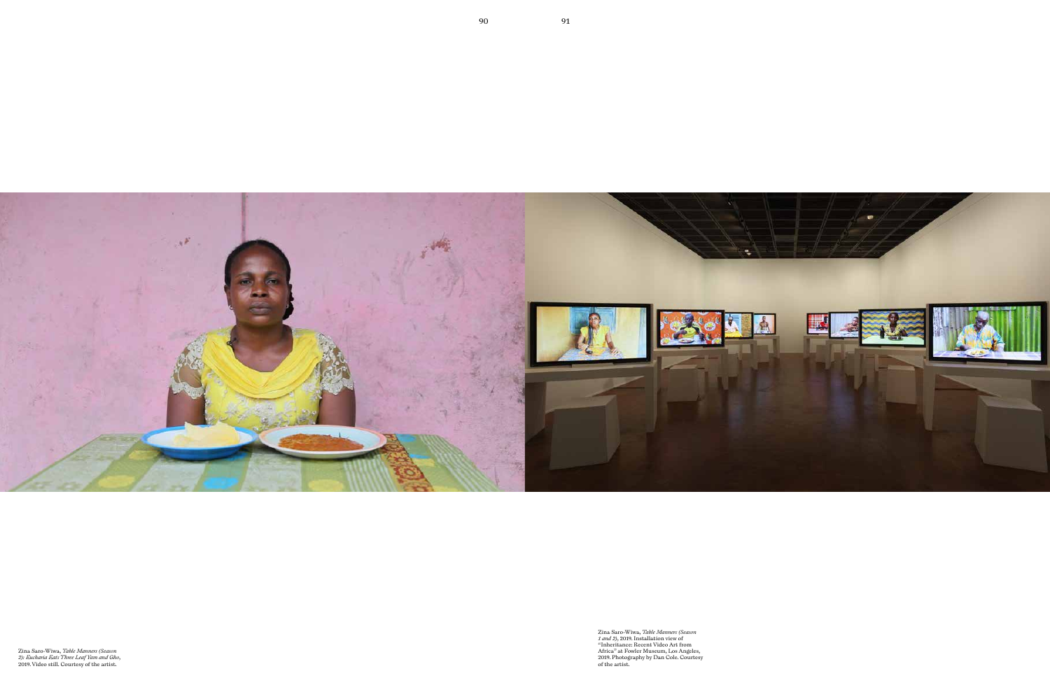Zina Saro-Wiwa, *Table Manners (Season 2): Eucharia Eats Three Leaf Yam and Gbo*, 2019. Video still. Courtesy of the artist.

Zina Saro-Wiwa, *Table Manners (Season 1 and 2)*, 2019. Installation view of "Inheritance: Recent Video Art from Africa" at Fowler Museum, Los Angeles, 2019. Photography by Dan Cole. Courtesy of the artist.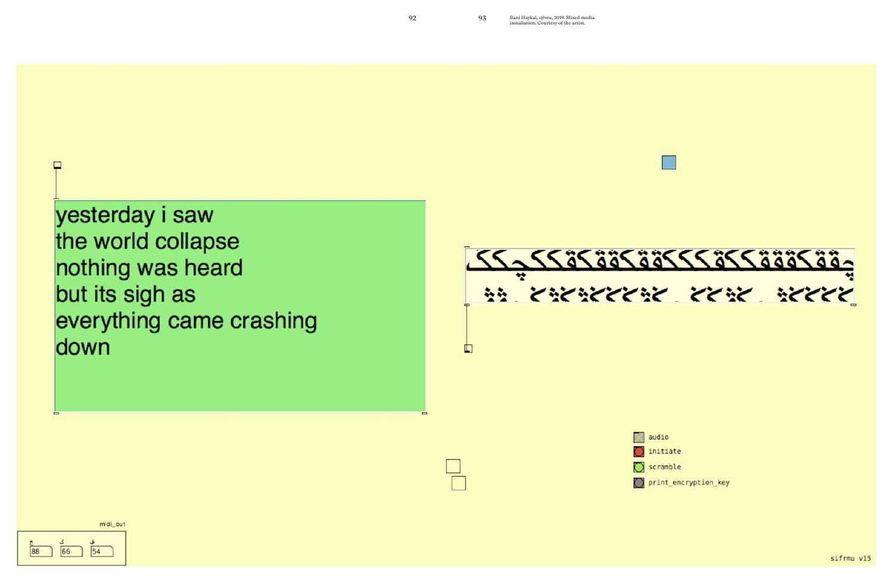Bani Haykal, *sifrmu*, 2019. Mixed media installation. Courtesy of the artist.

yesterday i saw
the world collapse
nothing was heard
but its sigh as
everything came crashing
down

audio

initiate

scramble

print_encryption_key

midi_out

ج 88 ک 66 ق 54

sifrmu v15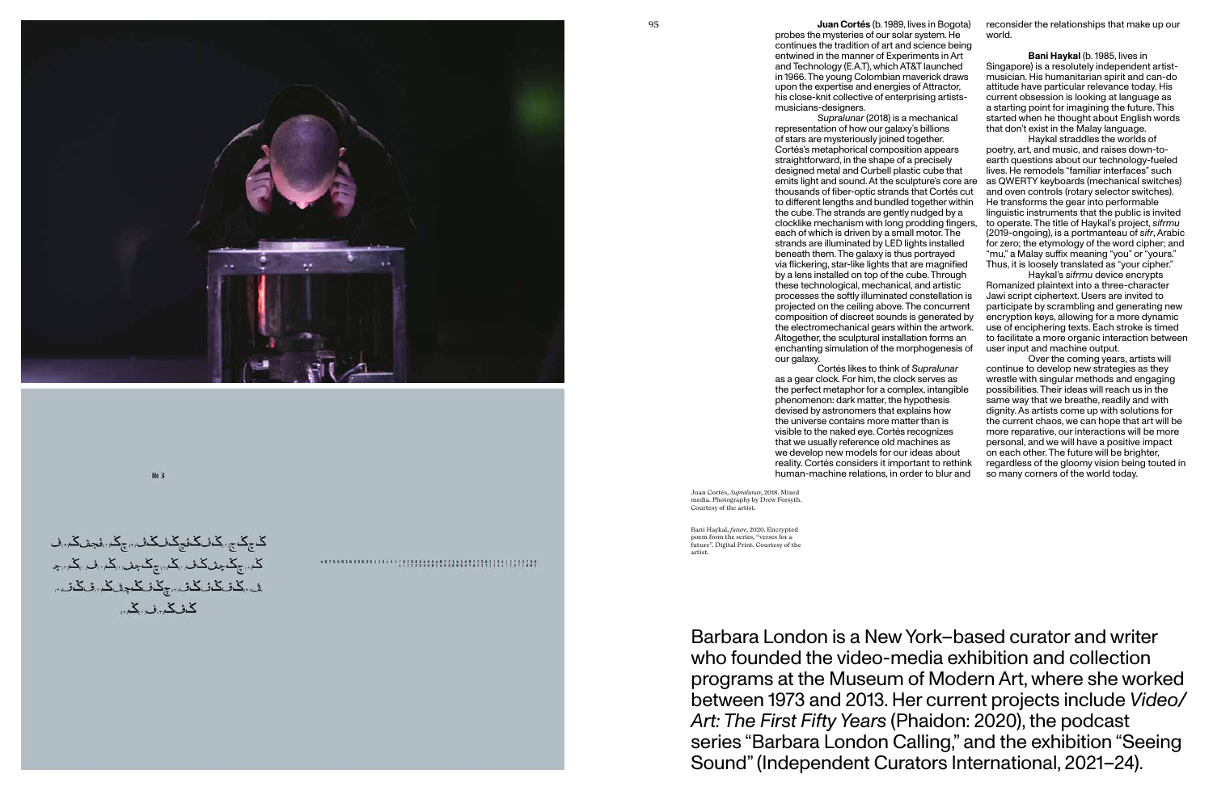**Juan Cortés** (b. 1989, lives in Bogota) probes the mysteries of our solar system. He continues the tradition of art and science being entwined in the manner of Experiments in Art and Technology (E.A.T.), which AT&T launched in 1966. The young Colombian maverick draws upon the expertise and energies of Attractor, his close-knit collective of enterprising artists-musicians-designers.

*Supralunar* (2018) is a mechanical representation of how our galaxy's billions of stars are mysteriously joined together. Cortés's metaphorical composition appears straightforward, in the shape of a precisely designed metal and Curbell plastic cube that emits light and sound. At the sculpture's core are thousands of fiber-optic strands that Cortés cut to different lengths and bundled together within the cube. The strands are gently nudged by a clocklike mechanism with long prodding fingers, each of which is driven by a small motor. The strands are illuminated by LED lights installed beneath them. The galaxy is thus portrayed via flickering, star-like lights that are magnified by a lens installed on top of the cube. Through these technological, mechanical, and artistic processes the softly illuminated constellation is projected on the ceiling above. The concurrent composition of discreet sounds is generated by the electromechanical gears within the artwork. Altogether, the sculptural installation forms an enchanting simulation of the morphogenesis of our galaxy.

Cortés likes to think of *Supralunar* as a gear clock. For him, the clock serves as the perfect metaphor for a complex, intangible phenomenon: dark matter, the hypothesis devised by astronomers that explains how the universe contains more matter than is visible to the naked eye. Cortés recognizes that we usually reference old machines as we develop new models for our ideas about reality. Cortés considers it important to rethink human-machine relations, in order to blur and reconsider the relationships that make up our world.

**Bani Haykal** (b. 1985, lives in Singapore) is a resolutely independent artist-musician. His humanitarian spirit and can-do attitude have particular relevance today. His current obsession is looking at language as a starting point for imagining the future. This started when he thought about English words that don't exist in the Malay language.

Haykal straddles the worlds of poetry, art, and music, and raises down-to-earth questions about our technology-fueled lives. He remodels "familiar interfaces" such as QWERTY keyboards (mechanical switches) and oven controls (rotary selector switches). He transforms the gear into performable linguistic instruments that the public is invited to operate. The title of Haykal's project, *sifrmu* (2019-ongoing), is a portmanteau of *sifr*, Arabic for zero; the etymology of the word cipher; and "mu," a Malay suffix meaning "you" or "yours." Thus, it is loosely translated as "your cipher."

Haykal's *sifrmu* device encrypts Romanized plaintext into a three-character Jawi script ciphertext. Users are invited to participate by scrambling and generating new encryption keys, allowing for a more dynamic use of enciphering texts. Each stroke is timed to facilitate a more organic interaction between user input and machine output.

Over the coming years, artists will continue to develop new strategies as they wrestle with singular methods and engaging possibilities. Their ideas will reach us in the same way that we breathe, readily and with dignity. As artists come up with solutions for the current chaos, we can hope that art will be more reparative, our interactions will be more personal, and we will have a positive impact on each other. The future will be brighter, regardless of the gloomy vision being touted in so many corners of the world today.

Juan Cortés, *Supralunar*, 2018. Mixed media. Photography by Drew Forsyth. Courtesy of the artist.

Bani Haykal, *future*, 2020. Encrypted poem from the series, "verses for a future". Digital Print. Courtesy of the artist.

Barbara London is a New York–based curator and writer who founded the video-media exhibition and collection programs at the Museum of Modern Art, where she worked between 1973 and 2013. Her current projects include *Video/Art: The First Fifty Years* (Phaidon: 2020), the podcast series "Barbara London Calling," and the exhibition "Seeing Sound" (Independent Curators International, 2021–24).